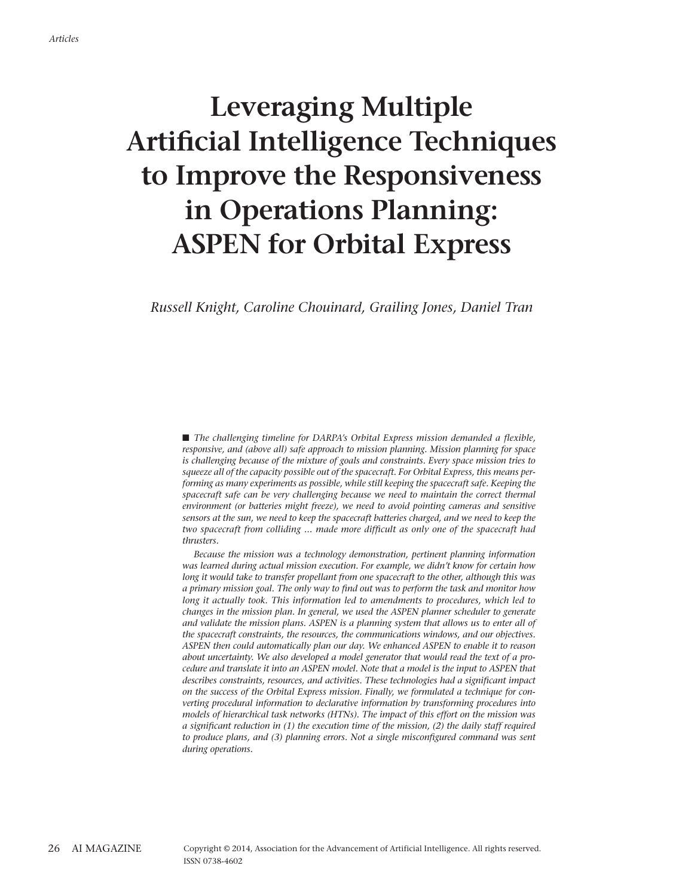# Leveraging Multiple Artificial Intelligence Techniques to Improve the Responsiveness in Operations Planning: ASPEN for Orbital Express

*Russell Knight, Caroline Chouinard, Grailing Jones, Daniel Tran*

■ *The challenging timeline for DARPA's Orbital Express mission demanded a flexible, responsive, and (above all) safe approach to mission planning. Mission planning for space is challenging because of the mixture of goals and constraints. Every space mission tries to squeeze all of the capacity possible out of the spacecraft. For Orbital Express, this means performing as many experiments as possible, while still keeping the spacecraft safe. Keeping the spacecraft safe can be very challenging because we need to maintain the correct thermal environment (or batteries might freeze), we need to avoid pointing cameras and sensitive sensors at the sun, we need to keep the spacecraft batteries charged, and we need to keep the two spacecraft from colliding … made more difficult as only one of the spacecraft had thrusters.*

*Because the mission was a technology demonstration, pertinent planning information was learned during actual mission execution. For example, we didn't know for certain how long it would take to transfer propellant from one spacecraft to the other, although this was a primary mission goal. The only way to find out was to perform the task and monitor how long it actually took. This information led to amendments to procedures, which led to changes in the mission plan. In general, we used the ASPEN planner scheduler to generate and validate the mission plans. ASPEN is a planning system that allows us to enter all of the spacecraft constraints, the resources, the communications windows, and our objectives. ASPEN then could automatically plan our day. We enhanced ASPEN to enable it to reason about uncertainty. We also developed a model generator that would read the text of a procedure and translate it into an ASPEN model. Note that a model is the input to ASPEN that describes constraints, resources, and activities. These technologies had a significant impact on the success of the Orbital Express mission. Finally, we formulated a technique for converting procedural information to declarative information by transforming procedures into models of hierarchical task networks (HTNs). The impact of this effort on the mission was a significant reduction in (1) the execution time of the mission, (2) the daily staff required to produce plans, and (3) planning errors. Not a single misconfigured command was sent during operations.*

Copyright © 2014, Association for the Advancement of Artificial Intelligence. All rights reserved. ISSN 0738-4602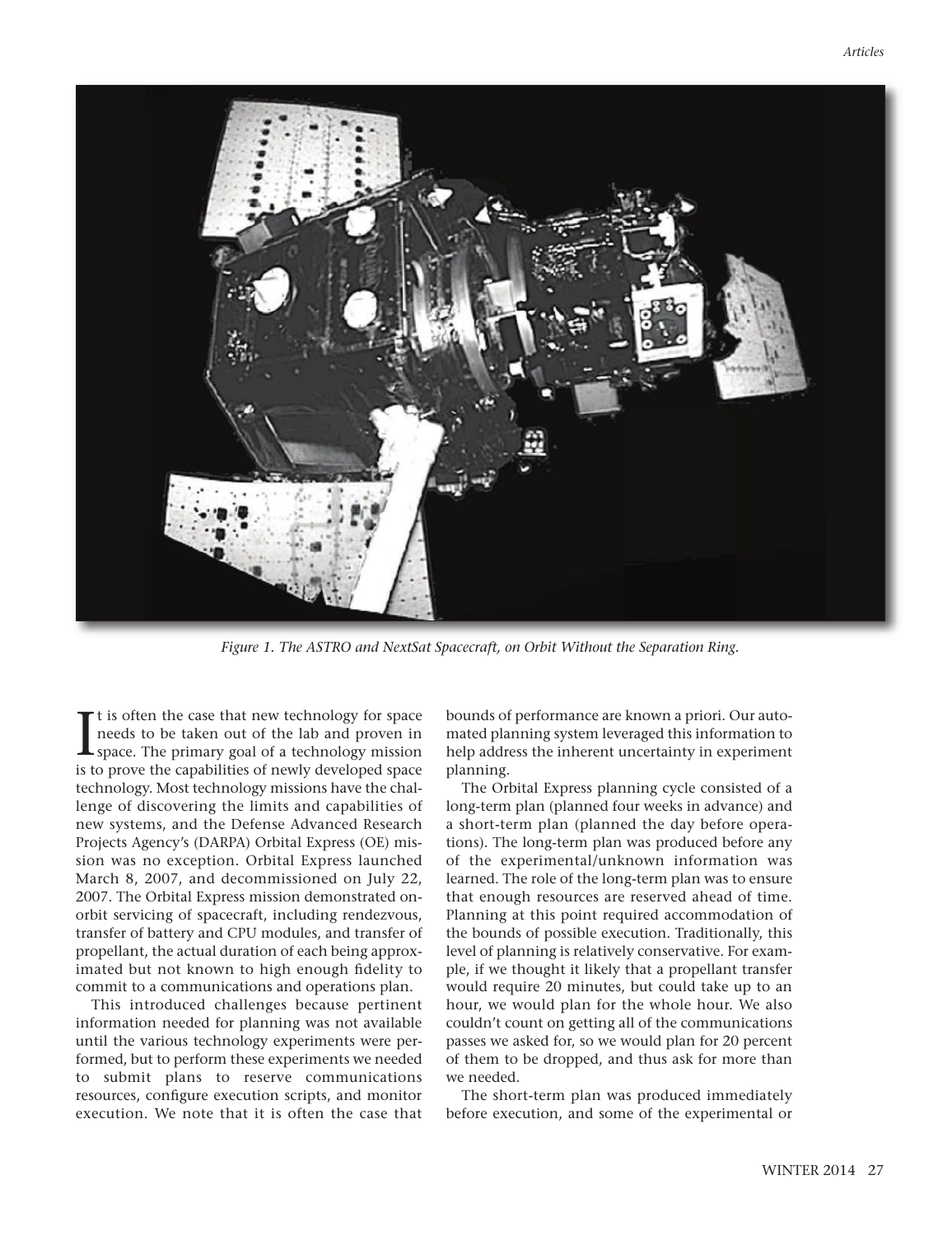Figure 1. The ASTRO and NextSat Spacecraft, on Orbit Without the Separation Ring.

It is often the case that new technology for space needs to be taken out of the lab and proven in space. The primary goal of a technology mission is to prove the capabilities of newly developed space technology. Most technology missions have the challenge of discovering the limits and capabilities of new systems, and the Defense Advanced Research Projects Agency's (DARPA) Orbital Express (OE) mission was no exception. Orbital Express launched March 8, 2007, and decommissioned on July 22, 2007. The Orbital Express mission demonstrated on-orbit servicing of spacecraft, including rendezvous, transfer of battery and CPU modules, and transfer of propellant, the actual duration of each being approximated but not known to high enough fidelity to commit to a communications and operations plan.

This introduced challenges because pertinent information needed for planning was not available until the various technology experiments were performed, but to perform these experiments we needed to submit plans to reserve communications resources, configure execution scripts, and monitor execution. We note that it is often the case that bounds of performance are known a priori. Our automated planning system leveraged this information to help address the inherent uncertainty in experiment planning.

The Orbital Express planning cycle consisted of a long-term plan (planned four weeks in advance) and a short-term plan (planned the day before operations). The long-term plan was produced before any of the experimental/unknown information was learned. The role of the long-term plan was to ensure that enough resources are reserved ahead of time. Planning at this point required accommodation of the bounds of possible execution. Traditionally, this level of planning is relatively conservative. For example, if we thought it likely that a propellant transfer would require 20 minutes, but could take up to an hour, we would plan for the whole hour. We also couldn't count on getting all of the communications passes we asked for, so we would plan for 20 percent of them to be dropped, and thus ask for more than we needed.

The short-term plan was produced immediately before execution, and some of the experimental or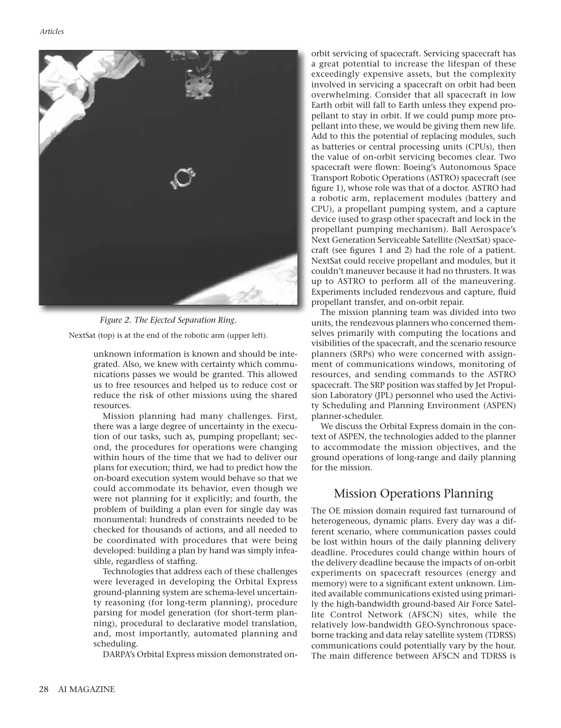*Figure 2. The Ejected Separation Ring.*

NextSat (top) is at the end of the robotic arm (upper left).

unknown information is known and should be integrated. Also, we knew with certainty which communications passes we would be granted. This allowed us to free resources and helped us to reduce cost or reduce the risk of other missions using the shared resources.

Mission planning had many challenges. First, there was a large degree of uncertainty in the execution of our tasks, such as, pumping propellant; second, the procedures for operations were changing within hours of the time that we had to deliver our plans for execution; third, we had to predict how the on-board execution system would behave so that we could accommodate its behavior, even though we were not planning for it explicitly; and fourth, the problem of building a plan even for single day was monumental: hundreds of constraints needed to be checked for thousands of actions, and all needed to be coordinated with procedures that were being developed: building a plan by hand was simply infeasible, regardless of staffing.

Technologies that address each of these challenges were leveraged in developing the Orbital Express ground-planning system are schema-level uncertainty reasoning (for long-term planning), procedure parsing for model generation (for short-term planning), procedural to declarative model translation, and, most importantly, automated planning and scheduling.

DARPA's Orbital Express mission demonstrated on-orbit servicing of spacecraft. Servicing spacecraft has a great potential to increase the lifespan of these exceedingly expensive assets, but the complexity involved in servicing a spacecraft on orbit had been overwhelming. Consider that all spacecraft in low Earth orbit will fall to Earth unless they expend propellant to stay in orbit. If we could pump more propellant into these, we would be giving them new life. Add to this the potential of replacing modules, such as batteries or central processing units (CPUs), then the value of on-orbit servicing becomes clear. Two spacecraft were flown: Boeing's Autonomous Space Transport Robotic Operations (ASTRO) spacecraft (see figure 1), whose role was that of a doctor. ASTRO had a robotic arm, replacement modules (battery and CPU), a propellant pumping system, and a capture device (used to grasp other spacecraft and lock in the propellant pumping mechanism). Ball Aerospace's Next Generation Serviceable Satellite (NextSat) spacecraft (see figures 1 and 2) had the role of a patient. NextSat could receive propellant and modules, but it couldn't maneuver because it had no thrusters. It was up to ASTRO to perform all of the maneuvering. Experiments included rendezvous and capture, fluid propellant transfer, and on-orbit repair.

The mission planning team was divided into two units, the rendezvous planners who concerned themselves primarily with computing the locations and visibilities of the spacecraft, and the scenario resource planners (SRPs) who were concerned with assignment of communications windows, monitoring of resources, and sending commands to the ASTRO spacecraft. The SRP position was staffed by Jet Propulsion Laboratory (JPL) personnel who used the Activity Scheduling and Planning Environment (ASPEN) planner-scheduler.

We discuss the Orbital Express domain in the context of ASPEN, the technologies added to the planner to accommodate the mission objectives, and the ground operations of long-range and daily planning for the mission.

## Mission Operations Planning

The OE mission domain required fast turnaround of heterogeneous, dynamic plans. Every day was a different scenario, where communication passes could be lost within hours of the daily planning delivery deadline. Procedures could change within hours of the delivery deadline because the impacts of on-orbit experiments on spacecraft resources (energy and memory) were to a significant extent unknown. Limited available communications existed using primarily the high-bandwidth ground-based Air Force Satellite Control Network (AFSCN) sites, while the relatively low-bandwidth GEO-Synchronous spaceborne tracking and data relay satellite system (TDRSS) communications could potentially vary by the hour. The main difference between AFSCN and TDRSS is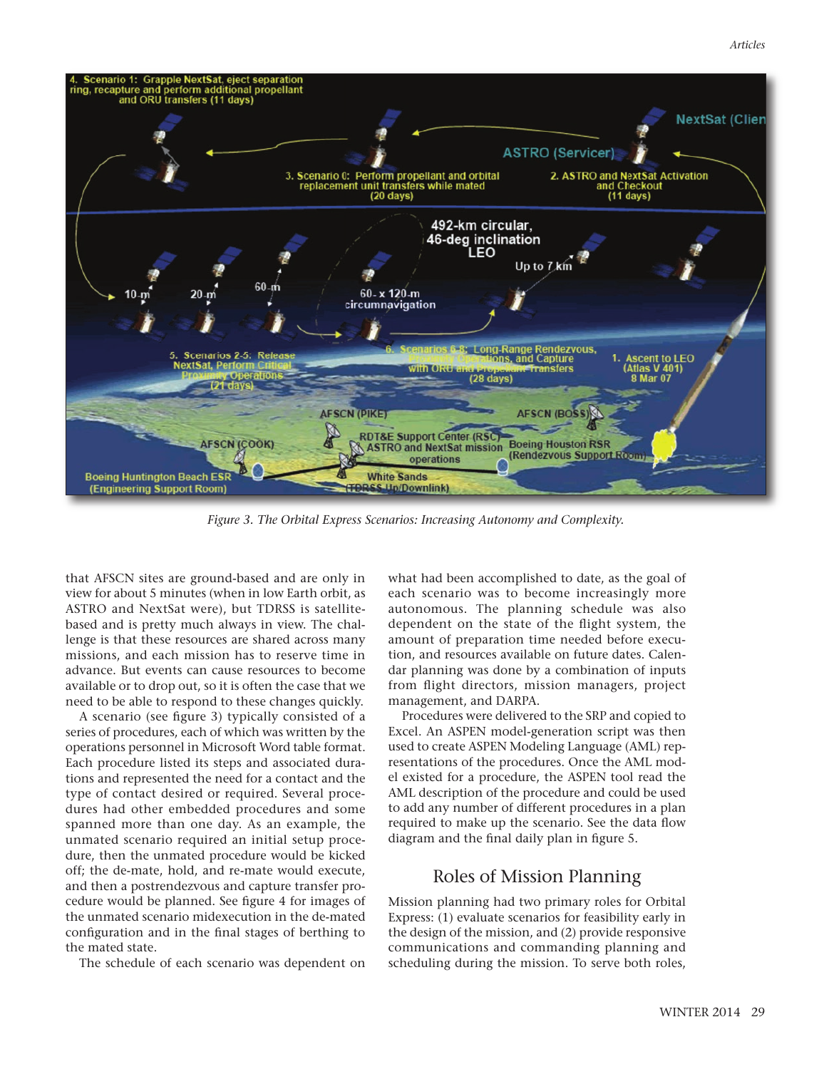*Figure 3. The Orbital Express Scenarios: Increasing Autonomy and Complexity.*

that AFSCN sites are ground-based and are only in view for about 5 minutes (when in low Earth orbit, as ASTRO and NextSat were), but TDRSS is satellite-based and is pretty much always in view. The challenge is that these resources are shared across many missions, and each mission has to reserve time in advance. But events can cause resources to become available or to drop out, so it is often the case that we need to be able to respond to these changes quickly.

A scenario (see figure 3) typically consisted of a series of procedures, each of which was written by the operations personnel in Microsoft Word table format. Each procedure listed its steps and associated durations and represented the need for a contact and the type of contact desired or required. Several procedures had other embedded procedures and some spanned more than one day. As an example, the unmated scenario required an initial setup procedure, then the unmated procedure would be kicked off; the de-mate, hold, and re-mate would execute, and then a postrendezvous and capture transfer procedure would be planned. See figure 4 for images of the unmated scenario midexecution in the de-mated configuration and in the final stages of berthing to the mated state.

The schedule of each scenario was dependent on what had been accomplished to date, as the goal of each scenario was to become increasingly more autonomous. The planning schedule was also dependent on the state of the flight system, the amount of preparation time needed before execution, and resources available on future dates. Calendar planning was done by a combination of inputs from flight directors, mission managers, project management, and DARPA.

Procedures were delivered to the SRP and copied to Excel. An ASPEN model-generation script was then used to create ASPEN Modeling Language (AML) representations of the procedures. Once the AML model existed for a procedure, the ASPEN tool read the AML description of the procedure and could be used to add any number of different procedures in a plan required to make up the scenario. See the data flow diagram and the final daily plan in figure 5.

## Roles of Mission Planning

Mission planning had two primary roles for Orbital Express: (1) evaluate scenarios for feasibility early in the design of the mission, and (2) provide responsive communications and commanding planning and scheduling during the mission. To serve both roles,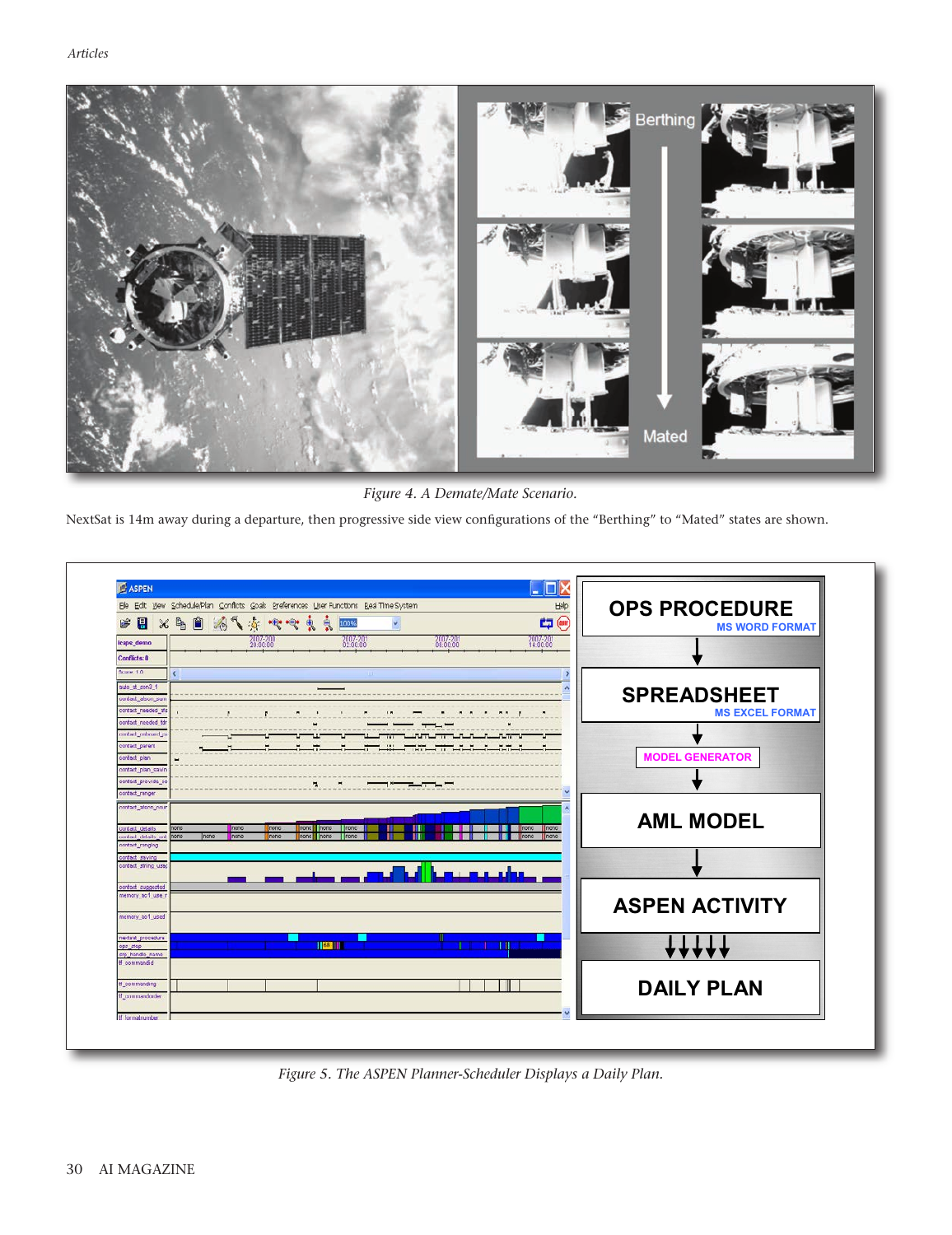Figure 4. A Demate/Mate Scenario.

NextSat is 14m away during a departure, then progressive side view configurations of the "Berthing" to "Mated" states are shown.

Figure 5. The ASPEN Planner-Scheduler Displays a Daily Plan.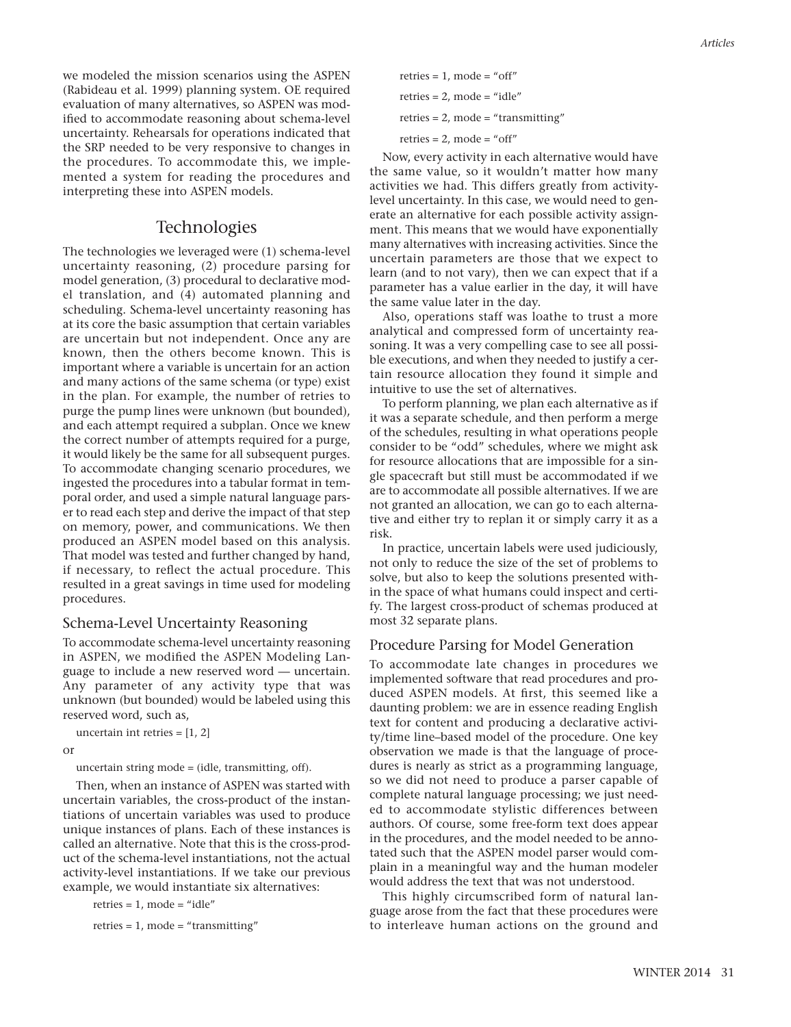we modeled the mission scenarios using the ASPEN (Rabideau et al. 1999) planning system. OE required evaluation of many alternatives, so ASPEN was modified to accommodate reasoning about schema-level uncertainty. Rehearsals for operations indicated that the SRP needed to be very responsive to changes in the procedures. To accommodate this, we implemented a system for reading the procedures and interpreting these into ASPEN models.

## Technologies

The technologies we leveraged were (1) schema-level uncertainty reasoning, (2) procedure parsing for model generation, (3) procedural to declarative model translation, and (4) automated planning and scheduling. Schema-level uncertainty reasoning has at its core the basic assumption that certain variables are uncertain but not independent. Once any are known, then the others become known. This is important where a variable is uncertain for an action and many actions of the same schema (or type) exist in the plan. For example, the number of retries to purge the pump lines were unknown (but bounded), and each attempt required a subplan. Once we knew the correct number of attempts required for a purge, it would likely be the same for all subsequent purges. To accommodate changing scenario procedures, we ingested the procedures into a tabular format in temporal order, and used a simple natural language parser to read each step and derive the impact of that step on memory, power, and communications. We then produced an ASPEN model based on this analysis. That model was tested and further changed by hand, if necessary, to reflect the actual procedure. This resulted in a great savings in time used for modeling procedures.

### Schema-Level Uncertainty Reasoning

To accommodate schema-level uncertainty reasoning in ASPEN, we modified the ASPEN Modeling Language to include a new reserved word — uncertain. Any parameter of any activity type that was unknown (but bounded) would be labeled using this reserved word, such as,

uncertain int retries = [1, 2]

or

uncertain string mode = (idle, transmitting, off).

Then, when an instance of ASPEN was started with uncertain variables, the cross-product of the instantiations of uncertain variables was used to produce unique instances of plans. Each of these instances is called an alternative. Note that this is the cross-product of the schema-level instantiations, not the actual activity-level instantiations. If we take our previous example, we would instantiate six alternatives:

retries = 1, mode = "idle"

retries = 1, mode = "transmitting"

retries = 1, mode = "off"

retries = 2, mode = "idle"

retries = 2, mode = "transmitting"

retries = 2, mode = "off"

Now, every activity in each alternative would have the same value, so it wouldn't matter how many activities we had. This differs greatly from activity-level uncertainty. In this case, we would need to generate an alternative for each possible activity assignment. This means that we would have exponentially many alternatives with increasing activities. Since the uncertain parameters are those that we expect to learn (and to not vary), then we can expect that if a parameter has a value earlier in the day, it will have the same value later in the day.

Also, operations staff was loathe to trust a more analytical and compressed form of uncertainty reasoning. It was a very compelling case to see all possible executions, and when they needed to justify a certain resource allocation they found it simple and intuitive to use the set of alternatives.

To perform planning, we plan each alternative as if it was a separate schedule, and then perform a merge of the schedules, resulting in what operations people consider to be "odd" schedules, where we might ask for resource allocations that are impossible for a single spacecraft but still must be accommodated if we are to accommodate all possible alternatives. If we are not granted an allocation, we can go to each alternative and either try to replan it or simply carry it as a risk.

In practice, uncertain labels were used judiciously, not only to reduce the size of the set of problems to solve, but also to keep the solutions presented within the space of what humans could inspect and certify. The largest cross-product of schemas produced at most 32 separate plans.

### Procedure Parsing for Model Generation

To accommodate late changes in procedures we implemented software that read procedures and produced ASPEN models. At first, this seemed like a daunting problem: we are in essence reading English text for content and producing a declarative activity/time line–based model of the procedure. One key observation we made is that the language of procedures is nearly as strict as a programming language, so we did not need to produce a parser capable of complete natural language processing; we just needed to accommodate stylistic differences between authors. Of course, some free-form text does appear in the procedures, and the model needed to be annotated such that the ASPEN model parser would complain in a meaningful way and the human modeler would address the text that was not understood.

This highly circumscribed form of natural language arose from the fact that these procedures were to interleave human actions on the ground and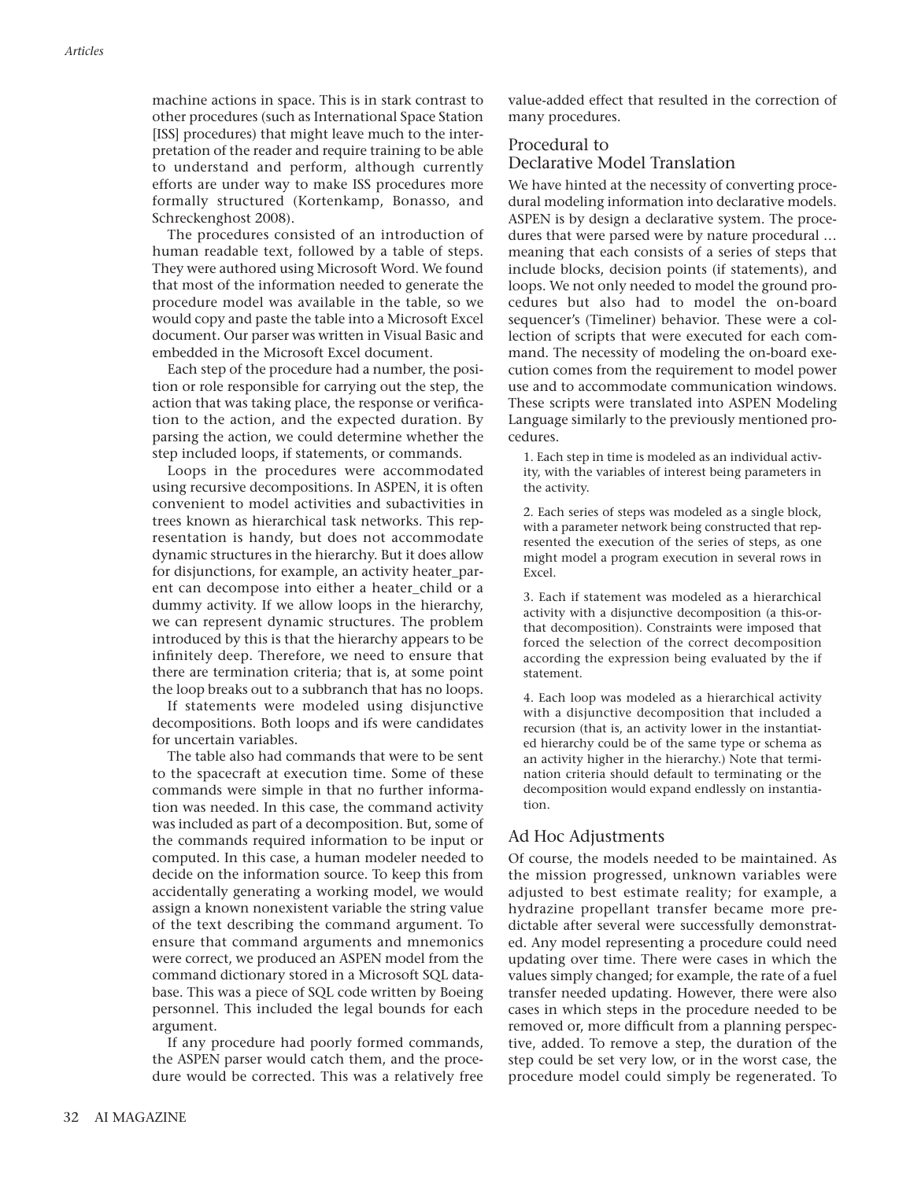machine actions in space. This is in stark contrast to other procedures (such as International Space Station [ISS] procedures) that might leave much to the interpretation of the reader and require training to be able to understand and perform, although currently efforts are under way to make ISS procedures more formally structured (Kortenkamp, Bonasso, and Schreckenghost 2008).

The procedures consisted of an introduction of human readable text, followed by a table of steps. They were authored using Microsoft Word. We found that most of the information needed to generate the procedure model was available in the table, so we would copy and paste the table into a Microsoft Excel document. Our parser was written in Visual Basic and embedded in the Microsoft Excel document.

Each step of the procedure had a number, the position or role responsible for carrying out the step, the action that was taking place, the response or verification to the action, and the expected duration. By parsing the action, we could determine whether the step included loops, if statements, or commands.

Loops in the procedures were accommodated using recursive decompositions. In ASPEN, it is often convenient to model activities and subactivities in trees known as hierarchical task networks. This representation is handy, but does not accommodate dynamic structures in the hierarchy. But it does allow for disjunctions, for example, an activity heater_parent can decompose into either a heater_child or a dummy activity. If we allow loops in the hierarchy, we can represent dynamic structures. The problem introduced by this is that the hierarchy appears to be infinitely deep. Therefore, we need to ensure that there are termination criteria; that is, at some point the loop breaks out to a subbranch that has no loops.

If statements were modeled using disjunctive decompositions. Both loops and ifs were candidates for uncertain variables.

The table also had commands that were to be sent to the spacecraft at execution time. Some of these commands were simple in that no further information was needed. In this case, the command activity was included as part of a decomposition. But, some of the commands required information to be input or computed. In this case, a human modeler needed to decide on the information source. To keep this from accidentally generating a working model, we would assign a known nonexistent variable the string value of the text describing the command argument. To ensure that command arguments and mnemonics were correct, we produced an ASPEN model from the command dictionary stored in a Microsoft SQL database. This was a piece of SQL code written by Boeing personnel. This included the legal bounds for each argument.

If any procedure had poorly formed commands, the ASPEN parser would catch them, and the procedure would be corrected. This was a relatively free value-added effect that resulted in the correction of many procedures.

## Procedural to Declarative Model Translation

We have hinted at the necessity of converting procedural modeling information into declarative models. ASPEN is by design a declarative system. The procedures that were parsed were by nature procedural … meaning that each consists of a series of steps that include blocks, decision points (if statements), and loops. We not only needed to model the ground procedures but also had to model the on-board sequencer's (Timeliner) behavior. These were a collection of scripts that were executed for each command. The necessity of modeling the on-board execution comes from the requirement to model power use and to accommodate communication windows. These scripts were translated into ASPEN Modeling Language similarly to the previously mentioned procedures.

1. Each step in time is modeled as an individual activity, with the variables of interest being parameters in the activity.

2. Each series of steps was modeled as a single block, with a parameter network being constructed that represented the execution of the series of steps, as one might model a program execution in several rows in Excel.

3. Each if statement was modeled as a hierarchical activity with a disjunctive decomposition (a this-or-that decomposition). Constraints were imposed that forced the selection of the correct decomposition according the expression being evaluated by the if statement.

4. Each loop was modeled as a hierarchical activity with a disjunctive decomposition that included a recursion (that is, an activity lower in the instantiated hierarchy could be of the same type or schema as an activity higher in the hierarchy.) Note that termination criteria should default to terminating or the decomposition would expand endlessly on instantiation.

## Ad Hoc Adjustments

Of course, the models needed to be maintained. As the mission progressed, unknown variables were adjusted to best estimate reality; for example, a hydrazine propellant transfer became more predictable after several were successfully demonstrated. Any model representing a procedure could need updating over time. There were cases in which the values simply changed; for example, the rate of a fuel transfer needed updating. However, there were also cases in which steps in the procedure needed to be removed or, more difficult from a planning perspective, added. To remove a step, the duration of the step could be set very low, or in the worst case, the procedure model could simply be regenerated. To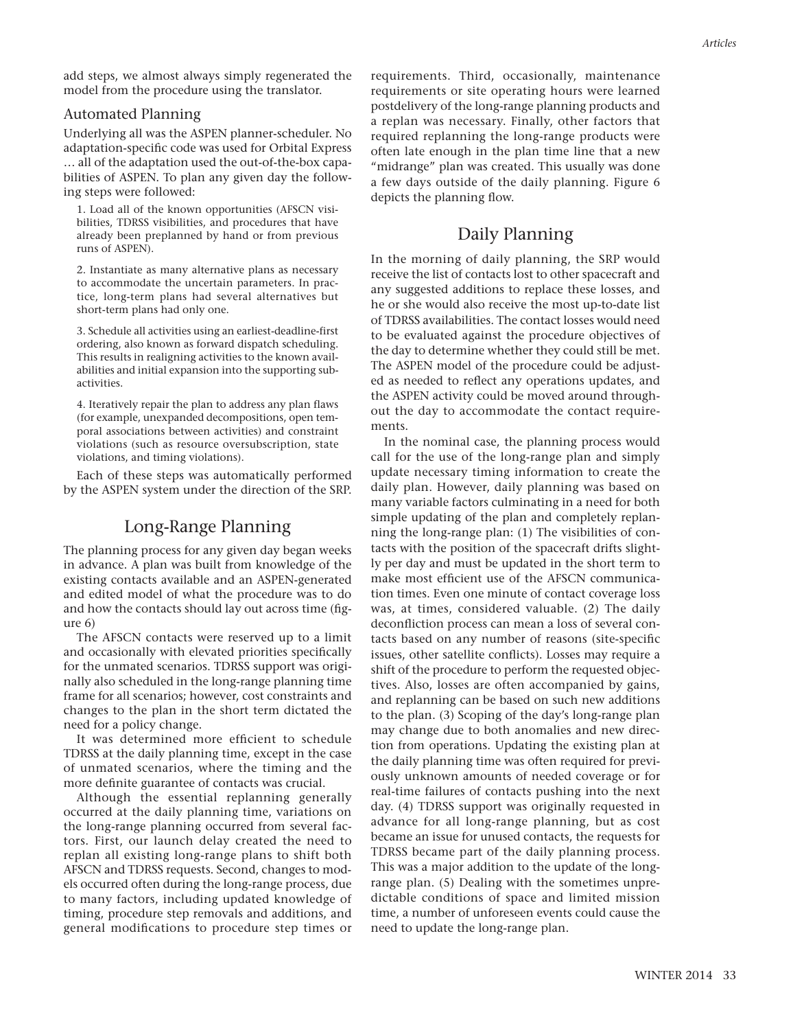add steps, we almost always simply regenerated the model from the procedure using the translator.

### Automated Planning

Underlying all was the ASPEN planner-scheduler. No adaptation-specific code was used for Orbital Express … all of the adaptation used the out-of-the-box capabilities of ASPEN. To plan any given day the following steps were followed:

1. Load all of the known opportunities (AFSCN visibilities, TDRSS visibilities, and procedures that have already been preplanned by hand or from previous runs of ASPEN).

2. Instantiate as many alternative plans as necessary to accommodate the uncertain parameters. In practice, long-term plans had several alternatives but short-term plans had only one.

3. Schedule all activities using an earliest-deadline-first ordering, also known as forward dispatch scheduling. This results in realigning activities to the known availabilities and initial expansion into the supporting subactivities.

4. Iteratively repair the plan to address any plan flaws (for example, unexpanded decompositions, open temporal associations between activities) and constraint violations (such as resource oversubscription, state violations, and timing violations).

Each of these steps was automatically performed by the ASPEN system under the direction of the SRP.

## Long-Range Planning

The planning process for any given day began weeks in advance. A plan was built from knowledge of the existing contacts available and an ASPEN-generated and edited model of what the procedure was to do and how the contacts should lay out across time (figure 6)

The AFSCN contacts were reserved up to a limit and occasionally with elevated priorities specifically for the unmated scenarios. TDRSS support was originally also scheduled in the long-range planning time frame for all scenarios; however, cost constraints and changes to the plan in the short term dictated the need for a policy change.

It was determined more efficient to schedule TDRSS at the daily planning time, except in the case of unmated scenarios, where the timing and the more definite guarantee of contacts was crucial.

Although the essential replanning generally occurred at the daily planning time, variations on the long-range planning occurred from several factors. First, our launch delay created the need to replan all existing long-range plans to shift both AFSCN and TDRSS requests. Second, changes to models occurred often during the long-range process, due to many factors, including updated knowledge of timing, procedure step removals and additions, and general modifications to procedure step times or requirements. Third, occasionally, maintenance requirements or site operating hours were learned postdelivery of the long-range planning products and a replan was necessary. Finally, other factors that required replanning the long-range products were often late enough in the plan time line that a new "midrange" plan was created. This usually was done a few days outside of the daily planning. Figure 6 depicts the planning flow.

## Daily Planning

In the morning of daily planning, the SRP would receive the list of contacts lost to other spacecraft and any suggested additions to replace these losses, and he or she would also receive the most up-to-date list of TDRSS availabilities. The contact losses would need to be evaluated against the procedure objectives of the day to determine whether they could still be met. The ASPEN model of the procedure could be adjusted as needed to reflect any operations updates, and the ASPEN activity could be moved around throughout the day to accommodate the contact requirements.

In the nominal case, the planning process would call for the use of the long-range plan and simply update necessary timing information to create the daily plan. However, daily planning was based on many variable factors culminating in a need for both simple updating of the plan and completely replanning the long-range plan: (1) The visibilities of contacts with the position of the spacecraft drifts slightly per day and must be updated in the short term to make most efficient use of the AFSCN communication times. Even one minute of contact coverage loss was, at times, considered valuable. (2) The daily deconfliction process can mean a loss of several contacts based on any number of reasons (site-specific issues, other satellite conflicts). Losses may require a shift of the procedure to perform the requested objectives. Also, losses are often accompanied by gains, and replanning can be based on such new additions to the plan. (3) Scoping of the day's long-range plan may change due to both anomalies and new direction from operations. Updating the existing plan at the daily planning time was often required for previously unknown amounts of needed coverage or for real-time failures of contacts pushing into the next day. (4) TDRSS support was originally requested in advance for all long-range planning, but as cost became an issue for unused contacts, the requests for TDRSS became part of the daily planning process. This was a major addition to the update of the long-range plan. (5) Dealing with the sometimes unpredictable conditions of space and limited mission time, a number of unforeseen events could cause the need to update the long-range plan.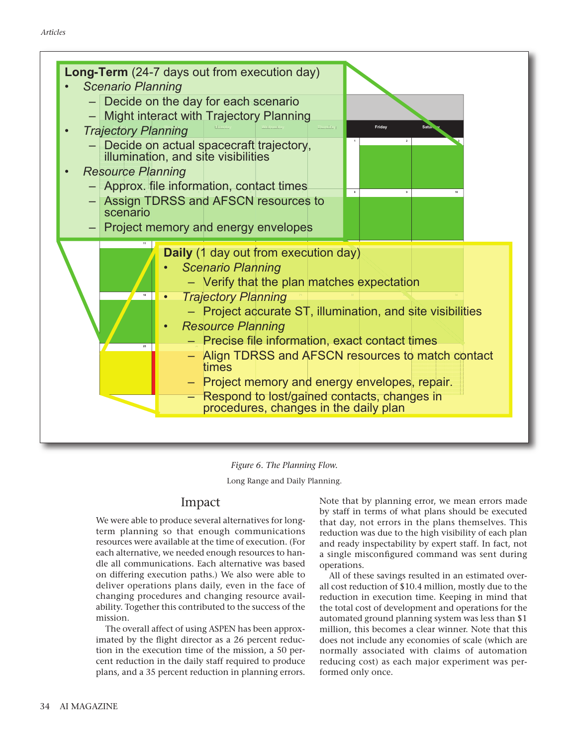**Long-Term** (24-7 days out from execution day)

- *Scenario Planning*
  - Decide on the day for each scenario
  - Might interact with Trajectory Planning
- *Trajectory Planning*
  - Decide on actual spacecraft trajectory, illumination, and site visibilities
- *Resource Planning*
  - Approx. file information, contact times
  - Assign TDRSS and AFSCN resources to scenario
  - Project memory and energy envelopes

**Daily** (1 day out from execution day)

- *Scenario Planning*
  - Verify that the plan matches expectation
- *Trajectory Planning*
  - Project accurate ST, illumination, and site visibilities
- *Resource Planning*
  - Precise file information, exact contact times
  - Align TDRSS and AFSCN resources to match contact times
  - Project memory and energy envelopes, repair.
  - Respond to lost/gained contacts, changes in procedures, changes in the daily plan

*Figure 6. The Planning Flow.*

Long Range and Daily Planning.

## Impact

We were able to produce several alternatives for long-term planning so that enough communications resources were available at the time of execution. (For each alternative, we needed enough resources to handle all communications. Each alternative was based on differing execution paths.) We also were able to deliver operations plans daily, even in the face of changing procedures and changing resource availability. Together this contributed to the success of the mission.

The overall affect of using ASPEN has been approximated by the flight director as a 26 percent reduction in the execution time of the mission, a 50 percent reduction in the daily staff required to produce plans, and a 35 percent reduction in planning errors. Note that by planning error, we mean errors made by staff in terms of what plans should be executed that day, not errors in the plans themselves. This reduction was due to the high visibility of each plan and ready inspectability by expert staff. In fact, not a single misconfigured command was sent during operations.

All of these savings resulted in an estimated overall cost reduction of $10.4 million, mostly due to the reduction in execution time. Keeping in mind that the total cost of development and operations for the automated ground planning system was less than $1 million, this becomes a clear winner. Note that this does not include any economies of scale (which are normally associated with claims of automation reducing cost) as each major experiment was performed only once.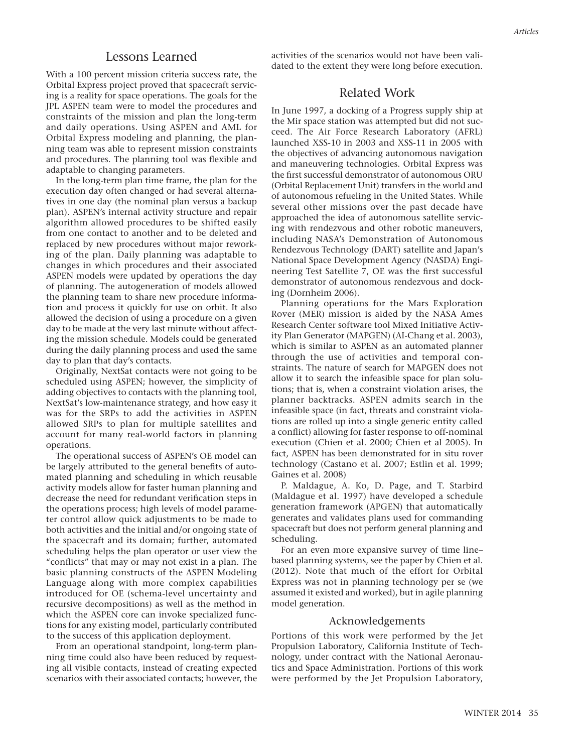## Lessons Learned

With a 100 percent mission criteria success rate, the Orbital Express project proved that spacecraft servicing is a reality for space operations. The goals for the JPL ASPEN team were to model the procedures and constraints of the mission and plan the long-term and daily operations. Using ASPEN and AML for Orbital Express modeling and planning, the planning team was able to represent mission constraints and procedures. The planning tool was flexible and adaptable to changing parameters.

In the long-term plan time frame, the plan for the execution day often changed or had several alternatives in one day (the nominal plan versus a backup plan). ASPEN's internal activity structure and repair algorithm allowed procedures to be shifted easily from one contact to another and to be deleted and replaced by new procedures without major reworking of the plan. Daily planning was adaptable to changes in which procedures and their associated ASPEN models were updated by operations the day of planning. The autogeneration of models allowed the planning team to share new procedure information and process it quickly for use on orbit. It also allowed the decision of using a procedure on a given day to be made at the very last minute without affecting the mission schedule. Models could be generated during the daily planning process and used the same day to plan that day's contacts.

Originally, NextSat contacts were not going to be scheduled using ASPEN; however, the simplicity of adding objectives to contacts with the planning tool, NextSat's low-maintenance strategy, and how easy it was for the SRPs to add the activities in ASPEN allowed SRPs to plan for multiple satellites and account for many real-world factors in planning operations.

The operational success of ASPEN's OE model can be largely attributed to the general benefits of automated planning and scheduling in which reusable activity models allow for faster human planning and decrease the need for redundant verification steps in the operations process; high levels of model parameter control allow quick adjustments to be made to both activities and the initial and/or ongoing state of the spacecraft and its domain; further, automated scheduling helps the plan operator or user view the "conflicts" that may or may not exist in a plan. The basic planning constructs of the ASPEN Modeling Language along with more complex capabilities introduced for OE (schema-level uncertainty and recursive decompositions) as well as the method in which the ASPEN core can invoke specialized functions for any existing model, particularly contributed to the success of this application deployment.

From an operational standpoint, long-term planning time could also have been reduced by requesting all visible contacts, instead of creating expected scenarios with their associated contacts; however, the activities of the scenarios would not have been validated to the extent they were long before execution.

## Related Work

In June 1997, a docking of a Progress supply ship at the Mir space station was attempted but did not succeed. The Air Force Research Laboratory (AFRL) launched XSS-10 in 2003 and XSS-11 in 2005 with the objectives of advancing autonomous navigation and maneuvering technologies. Orbital Express was the first successful demonstrator of autonomous ORU (Orbital Replacement Unit) transfers in the world and of autonomous refueling in the United States. While several other missions over the past decade have approached the idea of autonomous satellite servicing with rendezvous and other robotic maneuvers, including NASA's Demonstration of Autonomous Rendezvous Technology (DART) satellite and Japan's National Space Development Agency (NASDA) Engineering Test Satellite 7, OE was the first successful demonstrator of autonomous rendezvous and docking (Dornheim 2006).

Planning operations for the Mars Exploration Rover (MER) mission is aided by the NASA Ames Research Center software tool Mixed Initiative Activity Plan Generator (MAPGEN) (AI-Chang et al. 2003), which is similar to ASPEN as an automated planner through the use of activities and temporal constraints. The nature of search for MAPGEN does not allow it to search the infeasible space for plan solutions; that is, when a constraint violation arises, the planner backtracks. ASPEN admits search in the infeasible space (in fact, threats and constraint violations are rolled up into a single generic entity called a conflict) allowing for faster response to off-nominal execution (Chien et al. 2000; Chien et al 2005). In fact, ASPEN has been demonstrated for in situ rover technology (Castano et al. 2007; Estlin et al. 1999; Gaines et al. 2008)

P. Maldague, A. Ko, D. Page, and T. Starbird (Maldague et al. 1997) have developed a schedule generation framework (APGEN) that automatically generates and validates plans used for commanding spacecraft but does not perform general planning and scheduling.

For an even more expansive survey of time line–based planning systems, see the paper by Chien et al. (2012). Note that much of the effort for Orbital Express was not in planning technology per se (we assumed it existed and worked), but in agile planning model generation.

### Acknowledgements

Portions of this work were performed by the Jet Propulsion Laboratory, California Institute of Technology, under contract with the National Aeronautics and Space Administration. Portions of this work were performed by the Jet Propulsion Laboratory,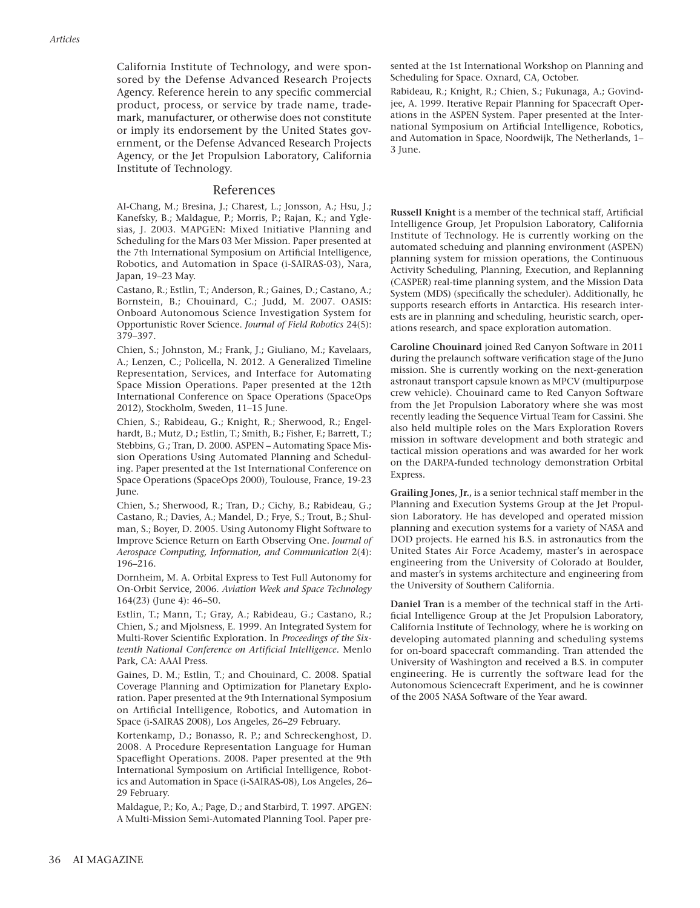California Institute of Technology, and were sponsored by the Defense Advanced Research Projects Agency. Reference herein to any specific commercial product, process, or service by trade name, trademark, manufacturer, or otherwise does not constitute or imply its endorsement by the United States government, or the Defense Advanced Research Projects Agency, or the Jet Propulsion Laboratory, California Institute of Technology.

## References

AI-Chang, M.; Bresina, J.; Charest, L.; Jonsson, A.; Hsu, J.; Kanefsky, B.; Maldague, P.; Morris, P.; Rajan, K.; and Yglesias, J. 2003. MAPGEN: Mixed Initiative Planning and Scheduling for the Mars 03 Mer Mission. Paper presented at the 7th International Symposium on Artificial Intelligence, Robotics, and Automation in Space (i-SAIRAS-03), Nara, Japan, 19–23 May.

Castano, R.; Estlin, T.; Anderson, R.; Gaines, D.; Castano, A.; Bornstein, B.; Chouinard, C.; Judd, M. 2007. OASIS: Onboard Autonomous Science Investigation System for Opportunistic Rover Science. *Journal of Field Robotics* 24(5): 379–397.

Chien, S.; Johnston, M.; Frank, J.; Giuliano, M.; Kavelaars, A.; Lenzen, C.; Policella, N. 2012. A Generalized Timeline Representation, Services, and Interface for Automating Space Mission Operations. Paper presented at the 12th International Conference on Space Operations (SpaceOps 2012), Stockholm, Sweden, 11–15 June.

Chien, S.; Rabideau, G.; Knight, R.; Sherwood, R.; Engelhardt, B.; Mutz, D.; Estlin, T.; Smith, B.; Fisher, F.; Barrett, T.; Stebbins, G.; Tran, D. 2000. ASPEN – Automating Space Mission Operations Using Automated Planning and Scheduling. Paper presented at the 1st International Conference on Space Operations (SpaceOps 2000), Toulouse, France, 19-23 June.

Chien, S.; Sherwood, R.; Tran, D.; Cichy, B.; Rabideau, G.; Castano, R.; Davies, A.; Mandel, D.; Frye, S.; Trout, B.; Shulman, S.; Boyer, D. 2005. Using Autonomy Flight Software to Improve Science Return on Earth Observing One. *Journal of Aerospace Computing, Information, and Communication* 2(4): 196–216.

Dornheim, M. A. Orbital Express to Test Full Autonomy for On-Orbit Service, 2006. *Aviation Week and Space Technology* 164(23) (June 4): 46–50.

Estlin, T.; Mann, T.; Gray, A.; Rabideau, G.; Castano, R.; Chien, S.; and Mjolsness, E. 1999. An Integrated System for Multi-Rover Scientific Exploration. In *Proceedings of the Sixteenth National Conference on Artificial Intelligence*. Menlo Park, CA: AAAI Press.

Gaines, D. M.; Estlin, T.; and Chouinard, C. 2008. Spatial Coverage Planning and Optimization for Planetary Exploration. Paper presented at the 9th International Symposium on Artificial Intelligence, Robotics, and Automation in Space (i-SAIRAS 2008), Los Angeles, 26–29 February.

Kortenkamp, D.; Bonasso, R. P.; and Schreckenghost, D. 2008. A Procedure Representation Language for Human Spaceflight Operations. 2008. Paper presented at the 9th International Symposium on Artificial Intelligence, Robotics and Automation in Space (i-SAIRAS-08), Los Angeles, 26–29 February.

Maldague, P.; Ko, A.; Page, D.; and Starbird, T. 1997. APGEN: A Multi-Mission Semi-Automated Planning Tool. Paper presented at the 1st International Workshop on Planning and Scheduling for Space. Oxnard, CA, October.

Rabideau, R.; Knight, R.; Chien, S.; Fukunaga, A.; Govindjee, A. 1999. Iterative Repair Planning for Spacecraft Operations in the ASPEN System. Paper presented at the International Symposium on Artificial Intelligence, Robotics, and Automation in Space, Noordwijk, The Netherlands, 1–3 June.

**Russell Knight** is a member of the technical staff, Artificial Intelligence Group, Jet Propulsion Laboratory, California Institute of Technology. He is currently working on the automated scheduing and planning environment (ASPEN) planning system for mission operations, the Continuous Activity Scheduling, Planning, Execution, and Replanning (CASPER) real-time planning system, and the Mission Data System (MDS) (specifically the scheduler). Additionally, he supports research efforts in Antarctica. His research interests are in planning and scheduling, heuristic search, operations research, and space exploration automation.

**Caroline Chouinard** joined Red Canyon Software in 2011 during the prelaunch software verification stage of the Juno mission. She is currently working on the next-generation astronaut transport capsule known as MPCV (multipurpose crew vehicle). Chouinard came to Red Canyon Software from the Jet Propulsion Laboratory where she was most recently leading the Sequence Virtual Team for Cassini. She also held multiple roles on the Mars Exploration Rovers mission in software development and both strategic and tactical mission operations and was awarded for her work on the DARPA-funded technology demonstration Orbital Express.

**Grailing Jones, Jr.**, is a senior technical staff member in the Planning and Execution Systems Group at the Jet Propulsion Laboratory. He has developed and operated mission planning and execution systems for a variety of NASA and DOD projects. He earned his B.S. in astronautics from the United States Air Force Academy, master's in aerospace engineering from the University of Colorado at Boulder, and master's in systems architecture and engineering from the University of Southern California.

**Daniel Tran** is a member of the technical staff in the Artificial Intelligence Group at the Jet Propulsion Laboratory, California Institute of Technology, where he is working on developing automated planning and scheduling systems for on-board spacecraft commanding. Tran attended the University of Washington and received a B.S. in computer engineering. He is currently the software lead for the Autonomous Sciencecraft Experiment, and he is cowinner of the 2005 NASA Software of the Year award.